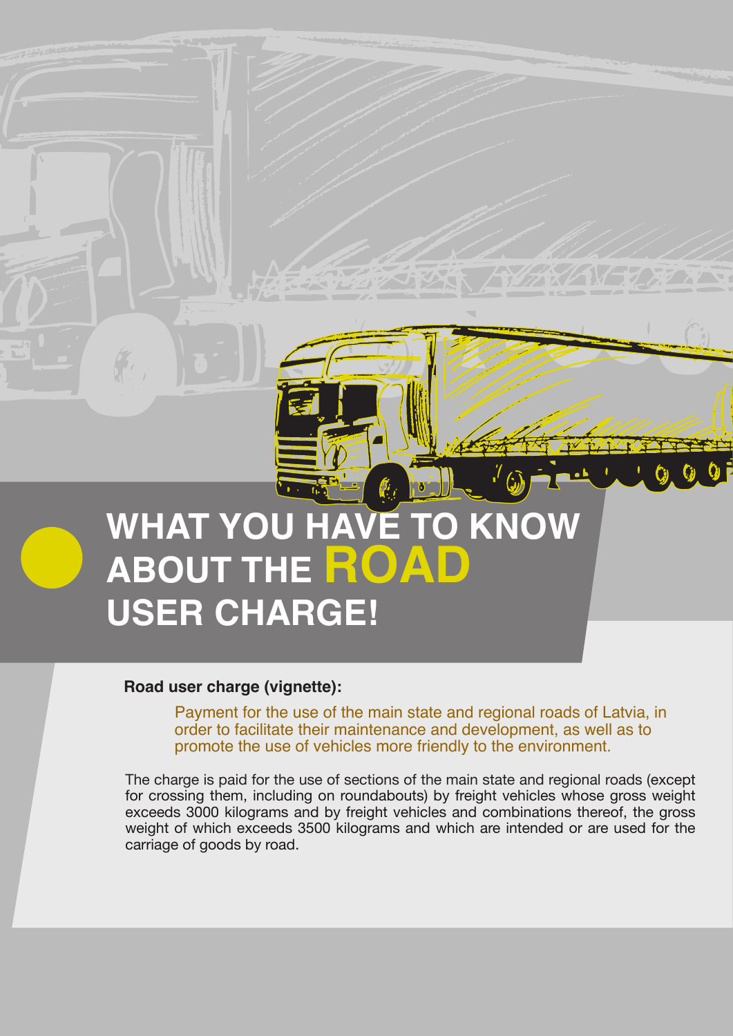# WHAT YOU HAVE TO KNOW ABOUT THE ROAD USER CHARGE!

**Road user charge (vignette):**

Payment for the use of the main state and regional roads of Latvia, in order to facilitate their maintenance and development, as well as to promote the use of vehicles more friendly to the environment.

The charge is paid for the use of sections of the main state and regional roads (except for crossing them, including on roundabouts) by freight vehicles whose gross weight exceeds 3000 kilograms and by freight vehicles and combinations thereof, the gross weight of which exceeds 3500 kilograms and which are intended or are used for the carriage of goods by road.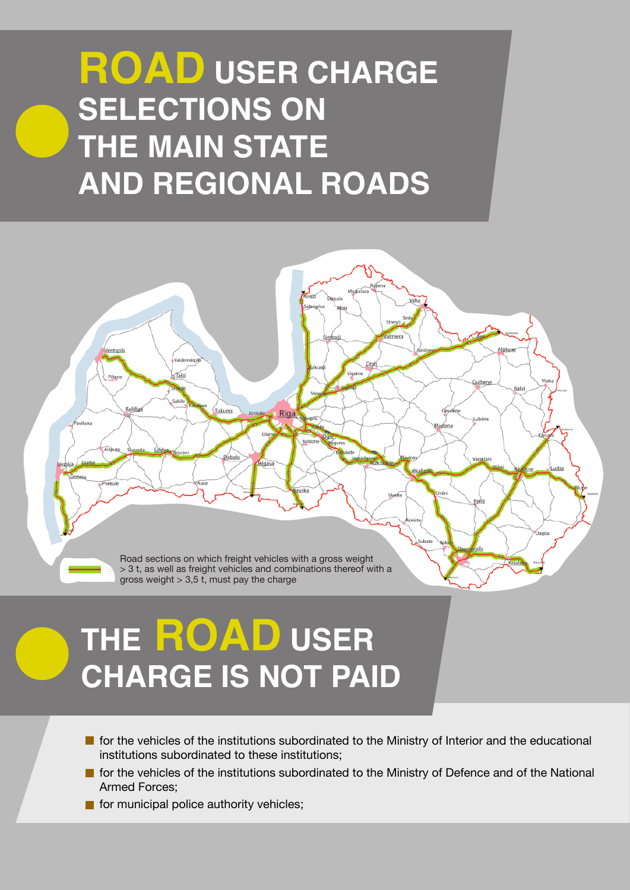# ROAD USER CHARGE SELECTIONS ON THE MAIN STATE AND REGIONAL ROADS

Road sections on which freight vehicles with a gross weight > 3 t, as well as freight vehicles and combinations thereof with a gross weight > 3,5 t, must pay the charge

# THE ROAD USER CHARGE IS NOT PAID

- for the vehicles of the institutions subordinated to the Ministry of Interior and the educational institutions subordinated to these institutions;
- for the vehicles of the institutions subordinated to the Ministry of Defence and of the National Armed Forces;
- for municipal police authority vehicles;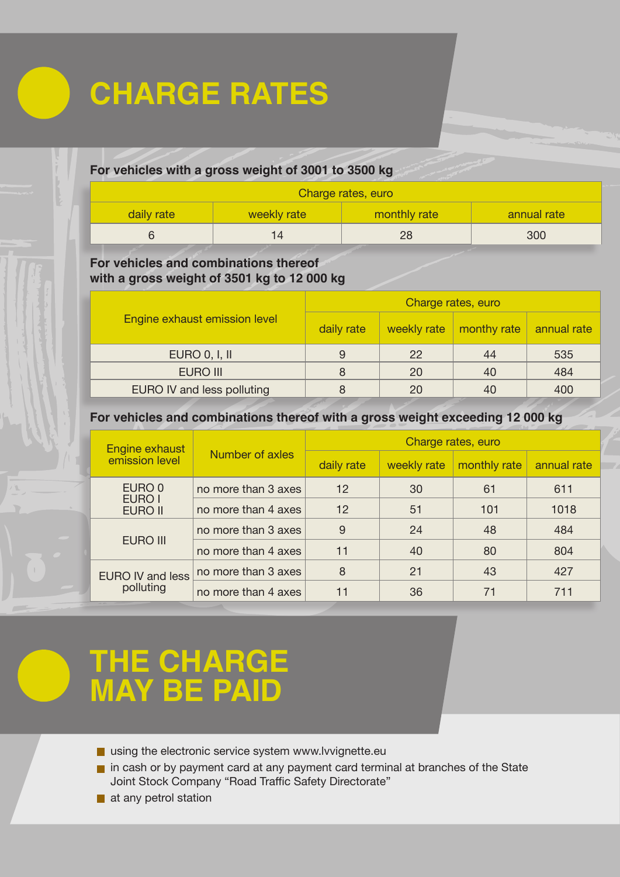# CHARGE RATES

**For vehicles with a gross weight of 3001 to 3500 kg**

| Charge rates, euro | | | |
|---|---|---|---|
| daily rate | weekly rate | monthly rate | annual rate |
| 6 | 14 | 28 | 300 |

**For vehicles and combinations thereof with a gross weight of 3501 kg to 12 000 kg**

| Engine exhaust emission level | Charge rates, euro | | | |
|---|---|---|---|---|
| | daily rate | weekly rate | monthy rate | annual rate |
| EURO 0, I, II | 9 | 22 | 44 | 535 |
| EURO III | 8 | 20 | 40 | 484 |
| EURO IV and less polluting | 8 | 20 | 40 | 400 |

**For vehicles and combinations thereof with a gross weight exceeding 12 000 kg**

| Engine exhaust emission level | Number of axles | Charge rates, euro | | | |
|---|---|---|---|---|---|
| | | daily rate | weekly rate | monthly rate | annual rate |
| EURO 0 EURO I EURO II | no more than 3 axes | 12 | 30 | 61 | 611 |
| | no more than 4 axes | 12 | 51 | 101 | 1018 |
| EURO III | no more than 3 axes | 9 | 24 | 48 | 484 |
| | no more than 4 axes | 11 | 40 | 80 | 804 |
| EURO IV and less polluting | no more than 3 axes | 8 | 21 | 43 | 427 |
| | no more than 4 axes | 11 | 36 | 71 | 711 |

# THE CHARGE MAY BE PAID

- using the electronic service system www.lvvignette.eu
- in cash or by payment card at any payment card terminal at branches of the State Joint Stock Company "Road Traffic Safety Directorate"
- at any petrol station